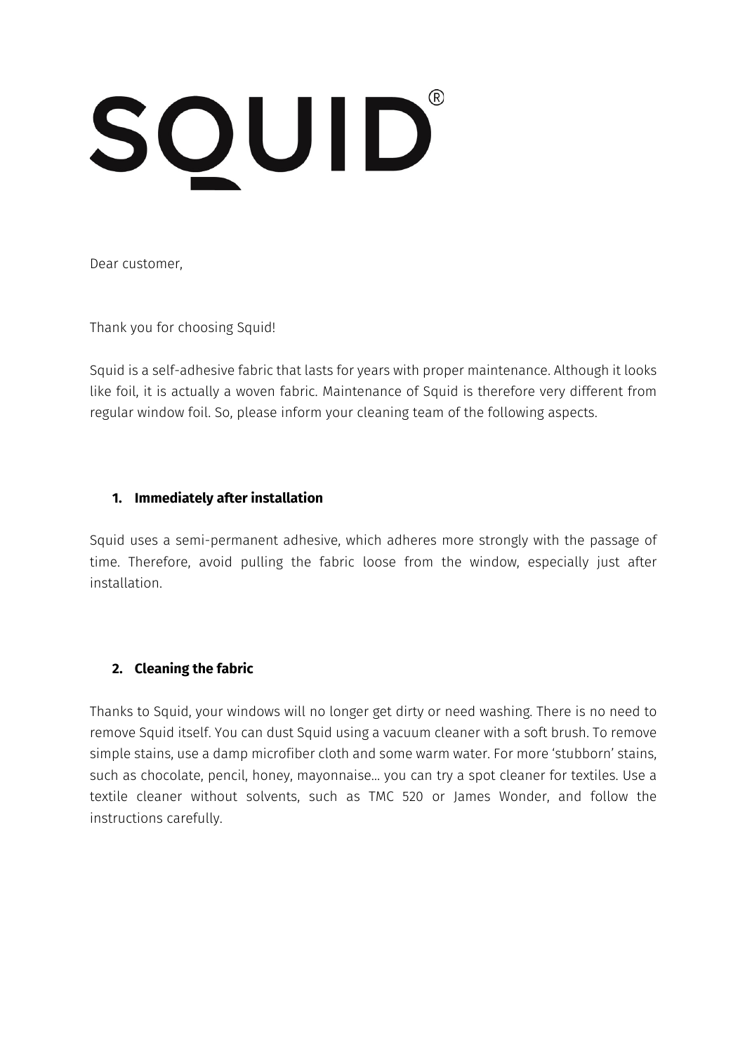# SQUID®

Dear customer,

Thank you for choosing Squid!

Squid is a self-adhesive fabric that lasts for years with proper maintenance. Although it looks like foil, it is actually a woven fabric. Maintenance of Squid is therefore very different from regular window foil. So, please inform your cleaning team of the following aspects.

## 1. Immediately after installation

Squid uses a semi-permanent adhesive, which adheres more strongly with the passage of time. Therefore, avoid pulling the fabric loose from the window, especially just after installation.

## 2. Cleaning the fabric

Thanks to Squid, your windows will no longer get dirty or need washing. There is no need to remove Squid itself. You can dust Squid using a vacuum cleaner with a soft brush. To remove simple stains, use a damp microfiber cloth and some warm water. For more 'stubborn' stains, such as chocolate, pencil, honey, mayonnaise… you can try a spot cleaner for textiles. Use a textile cleaner without solvents, such as TMC 520 or James Wonder, and follow the instructions carefully.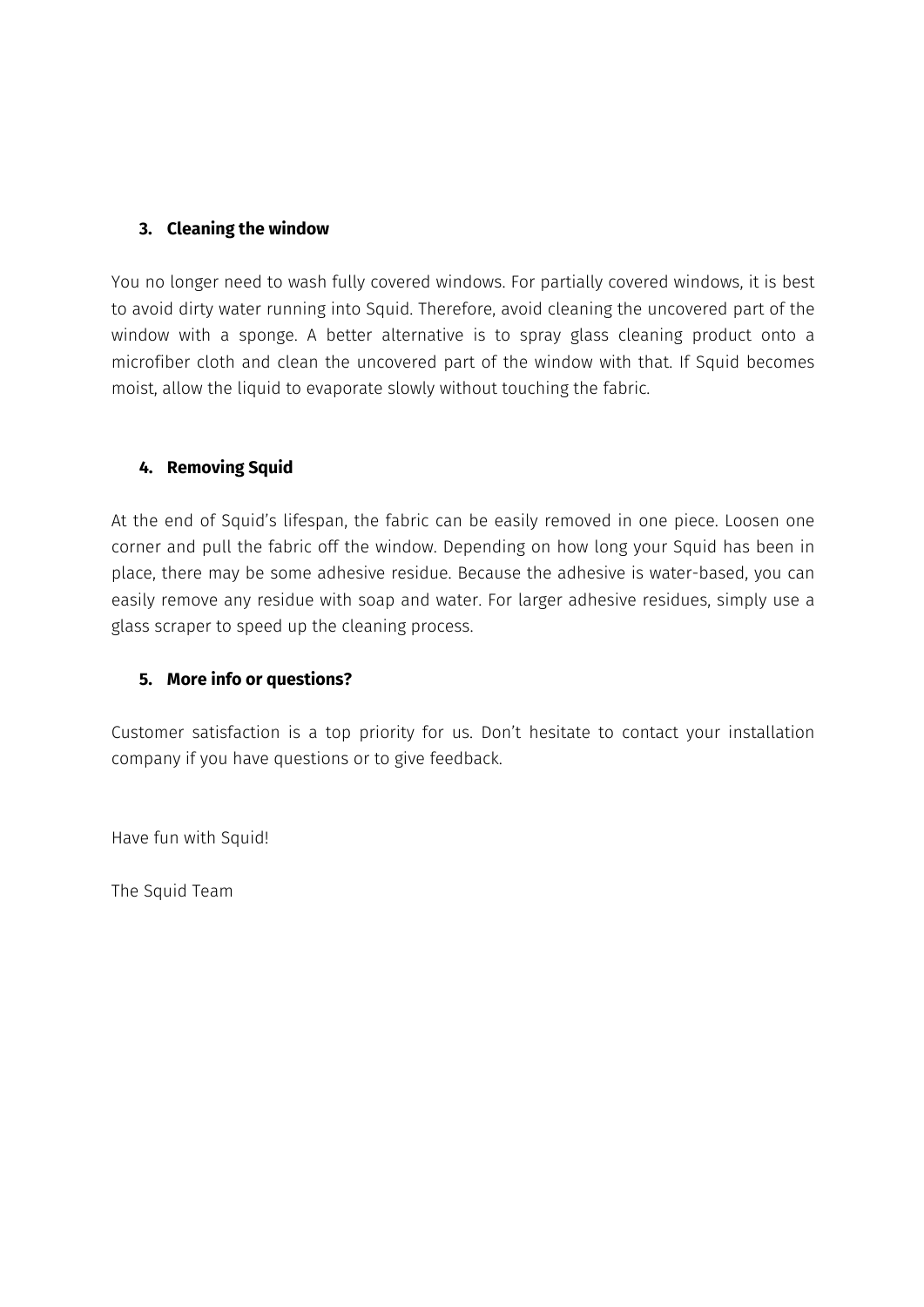### 3. Cleaning the window

You no longer need to wash fully covered windows. For partially covered windows, it is best to avoid dirty water running into Squid. Therefore, avoid cleaning the uncovered part of the window with a sponge. A better alternative is to spray glass cleaning product onto a microfiber cloth and clean the uncovered part of the window with that. If Squid becomes moist, allow the liquid to evaporate slowly without touching the fabric.

### 4. Removing Squid

At the end of Squid's lifespan, the fabric can be easily removed in one piece. Loosen one corner and pull the fabric off the window. Depending on how long your Squid has been in place, there may be some adhesive residue. Because the adhesive is water-based, you can easily remove any residue with soap and water. For larger adhesive residues, simply use a glass scraper to speed up the cleaning process.

### 5. More info or questions?

Customer satisfaction is a top priority for us. Don't hesitate to contact your installation company if you have questions or to give feedback.

Have fun with Squid!

The Squid Team